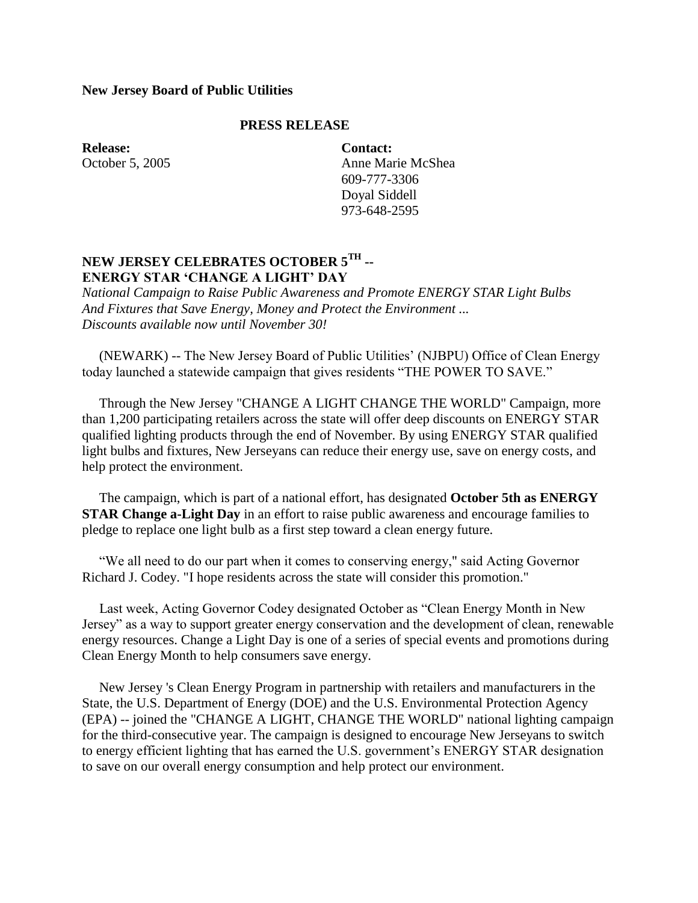**New Jersey Board of Public Utilities**

**PRESS RELEASE**

**Release:**
October 5, 2005

**Contact:**
Anne Marie McShea
609-777-3306
Doyal Siddell
973-648-2595

# NEW JERSEY CELEBRATES OCTOBER 5TH -- ENERGY STAR 'CHANGE A LIGHT' DAY

*National Campaign to Raise Public Awareness and Promote ENERGY STAR Light Bulbs And Fixtures that Save Energy, Money and Protect the Environment ... Discounts available now until November 30!*

(NEWARK) -- The New Jersey Board of Public Utilities' (NJBPU) Office of Clean Energy today launched a statewide campaign that gives residents "THE POWER TO SAVE."

Through the New Jersey "CHANGE A LIGHT CHANGE THE WORLD" Campaign, more than 1,200 participating retailers across the state will offer deep discounts on ENERGY STAR qualified lighting products through the end of November. By using ENERGY STAR qualified light bulbs and fixtures, New Jerseyans can reduce their energy use, save on energy costs, and help protect the environment.

The campaign, which is part of a national effort, has designated **October 5th as ENERGY STAR Change a-Light Day** in an effort to raise public awareness and encourage families to pledge to replace one light bulb as a first step toward a clean energy future.

"We all need to do our part when it comes to conserving energy," said Acting Governor Richard J. Codey. "I hope residents across the state will consider this promotion."

Last week, Acting Governor Codey designated October as "Clean Energy Month in New Jersey" as a way to support greater energy conservation and the development of clean, renewable energy resources. Change a Light Day is one of a series of special events and promotions during Clean Energy Month to help consumers save energy.

New Jersey 's Clean Energy Program in partnership with retailers and manufacturers in the State, the U.S. Department of Energy (DOE) and the U.S. Environmental Protection Agency (EPA) -- joined the "CHANGE A LIGHT, CHANGE THE WORLD" national lighting campaign for the third-consecutive year. The campaign is designed to encourage New Jerseyans to switch to energy efficient lighting that has earned the U.S. government's ENERGY STAR designation to save on our overall energy consumption and help protect our environment.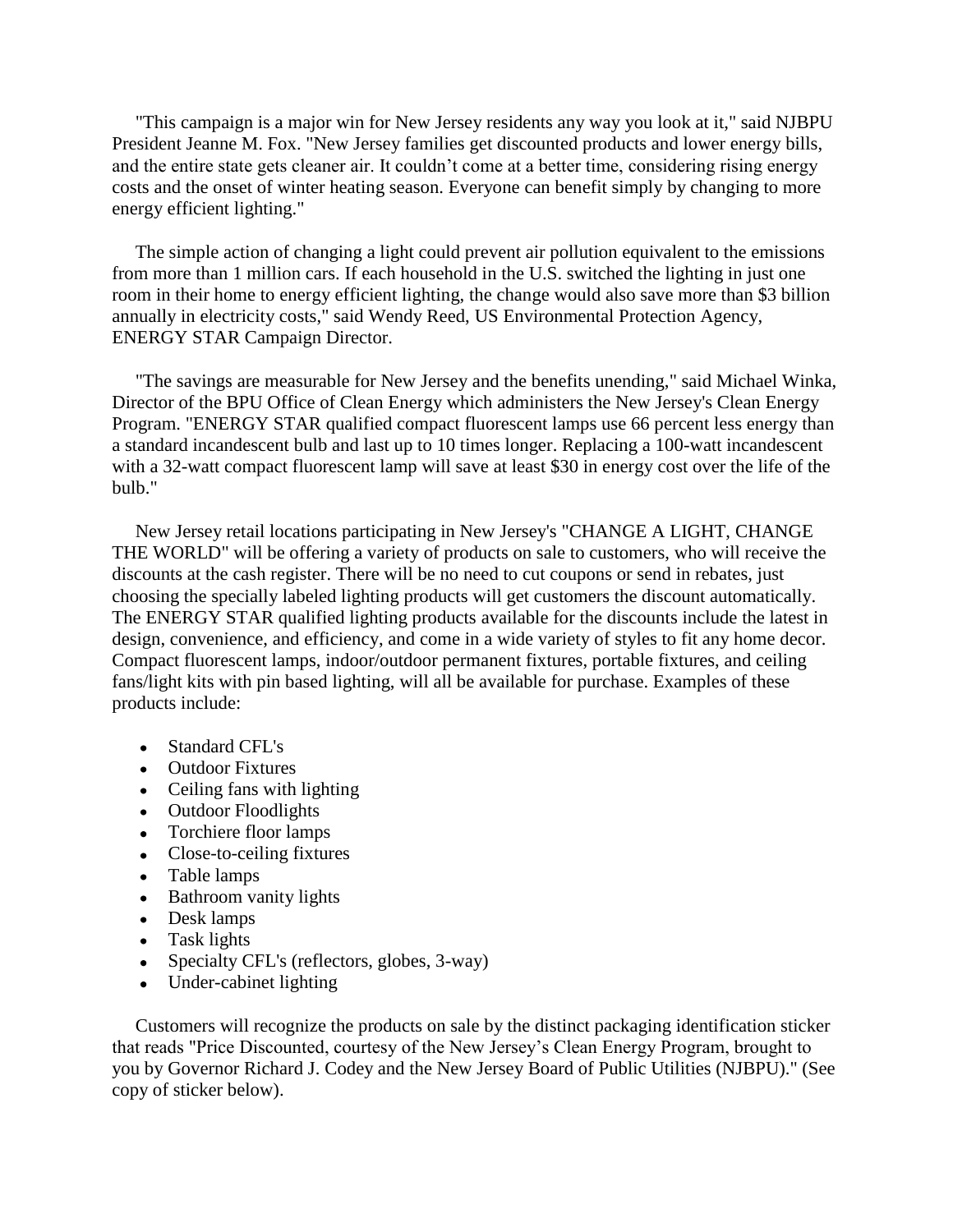"This campaign is a major win for New Jersey residents any way you look at it," said NJBPU President Jeanne M. Fox. "New Jersey families get discounted products and lower energy bills, and the entire state gets cleaner air. It couldn't come at a better time, considering rising energy costs and the onset of winter heating season. Everyone can benefit simply by changing to more energy efficient lighting."

The simple action of changing a light could prevent air pollution equivalent to the emissions from more than 1 million cars. If each household in the U.S. switched the lighting in just one room in their home to energy efficient lighting, the change would also save more than $3 billion annually in electricity costs," said Wendy Reed, US Environmental Protection Agency, ENERGY STAR Campaign Director.

"The savings are measurable for New Jersey and the benefits unending," said Michael Winka, Director of the BPU Office of Clean Energy which administers the New Jersey's Clean Energy Program. "ENERGY STAR qualified compact fluorescent lamps use 66 percent less energy than a standard incandescent bulb and last up to 10 times longer. Replacing a 100-watt incandescent with a 32-watt compact fluorescent lamp will save at least $30 in energy cost over the life of the bulb."

New Jersey retail locations participating in New Jersey's "CHANGE A LIGHT, CHANGE THE WORLD" will be offering a variety of products on sale to customers, who will receive the discounts at the cash register. There will be no need to cut coupons or send in rebates, just choosing the specially labeled lighting products will get customers the discount automatically. The ENERGY STAR qualified lighting products available for the discounts include the latest in design, convenience, and efficiency, and come in a wide variety of styles to fit any home decor. Compact fluorescent lamps, indoor/outdoor permanent fixtures, portable fixtures, and ceiling fans/light kits with pin based lighting, will all be available for purchase. Examples of these products include:

- Standard CFL's
- Outdoor Fixtures
- Ceiling fans with lighting
- Outdoor Floodlights
- Torchiere floor lamps
- Close-to-ceiling fixtures
- Table lamps
- Bathroom vanity lights
- Desk lamps
- Task lights
- Specialty CFL's (reflectors, globes, 3-way)
- Under-cabinet lighting

Customers will recognize the products on sale by the distinct packaging identification sticker that reads "Price Discounted, courtesy of the New Jersey's Clean Energy Program, brought to you by Governor Richard J. Codey and the New Jersey Board of Public Utilities (NJBPU)." (See copy of sticker below).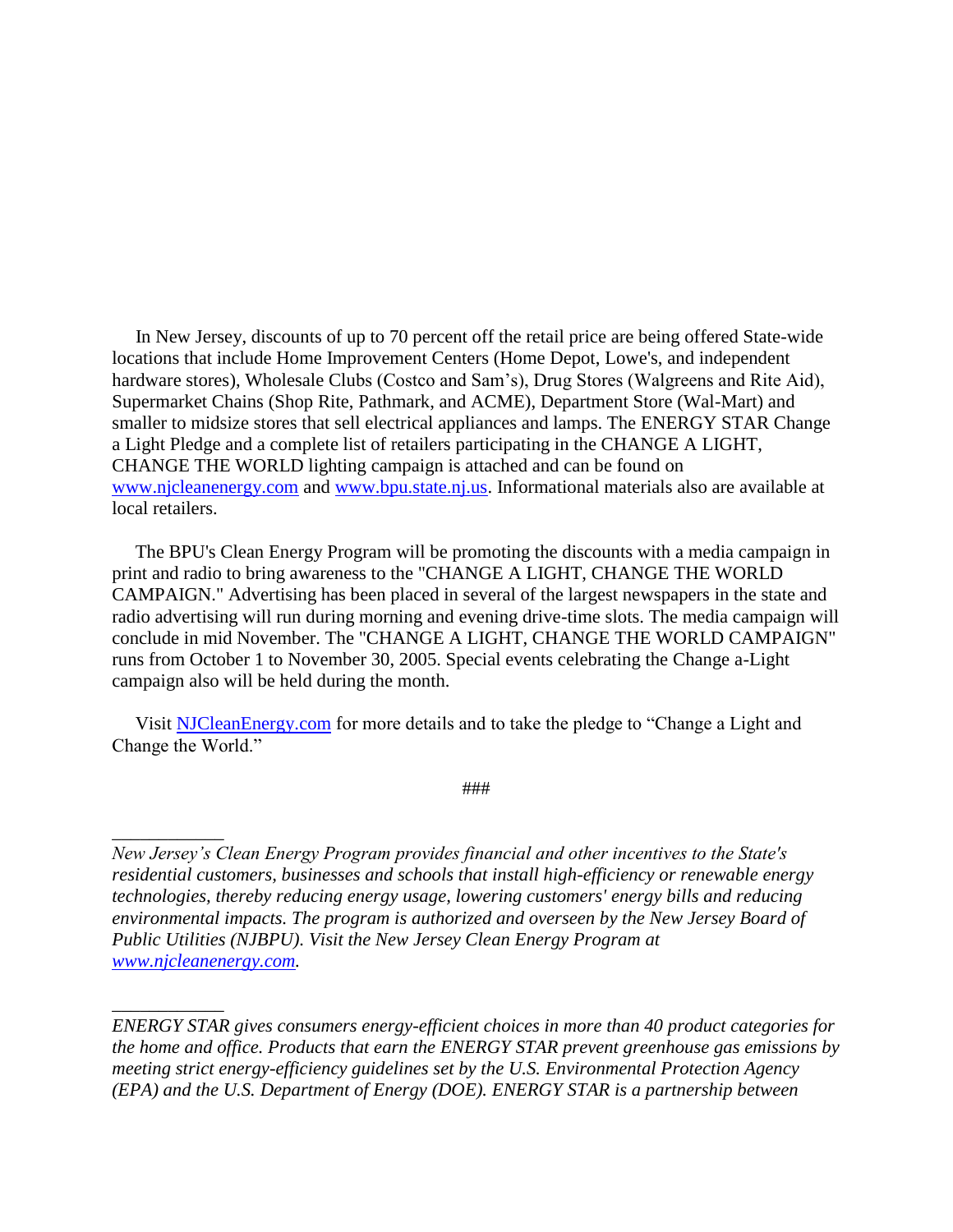In New Jersey, discounts of up to 70 percent off the retail price are being offered State-wide locations that include Home Improvement Centers (Home Depot, Lowe's, and independent hardware stores), Wholesale Clubs (Costco and Sam's), Drug Stores (Walgreens and Rite Aid), Supermarket Chains (Shop Rite, Pathmark, and ACME), Department Store (Wal-Mart) and smaller to midsize stores that sell electrical appliances and lamps. The ENERGY STAR Change a Light Pledge and a complete list of retailers participating in the CHANGE A LIGHT, CHANGE THE WORLD lighting campaign is attached and can be found on [www.njcleanenergy.com](http://www.njcleanenergy.com) and [www.bpu.state.nj.us](http://www.bpu.state.nj.us). Informational materials also are available at local retailers.

The BPU's Clean Energy Program will be promoting the discounts with a media campaign in print and radio to bring awareness to the "CHANGE A LIGHT, CHANGE THE WORLD CAMPAIGN." Advertising has been placed in several of the largest newspapers in the state and radio advertising will run during morning and evening drive-time slots. The media campaign will conclude in mid November. The "CHANGE A LIGHT, CHANGE THE WORLD CAMPAIGN" runs from October 1 to November 30, 2005. Special events celebrating the Change a-Light campaign also will be held during the month.

Visit [NJCleanEnergy.com](http://www.njcleanenergy.com) for more details and to take the pledge to "Change a Light and Change the World."

###

---

*New Jersey's Clean Energy Program provides financial and other incentives to the State's residential customers, businesses and schools that install high-efficiency or renewable energy technologies, thereby reducing energy usage, lowering customers' energy bills and reducing environmental impacts. The program is authorized and overseen by the New Jersey Board of Public Utilities (NJBPU). Visit the New Jersey Clean Energy Program at [www.njcleanenergy.com](http://www.njcleanenergy.com).*

---

*ENERGY STAR gives consumers energy-efficient choices in more than 40 product categories for the home and office. Products that earn the ENERGY STAR prevent greenhouse gas emissions by meeting strict energy-efficiency guidelines set by the U.S. Environmental Protection Agency (EPA) and the U.S. Department of Energy (DOE). ENERGY STAR is a partnership between*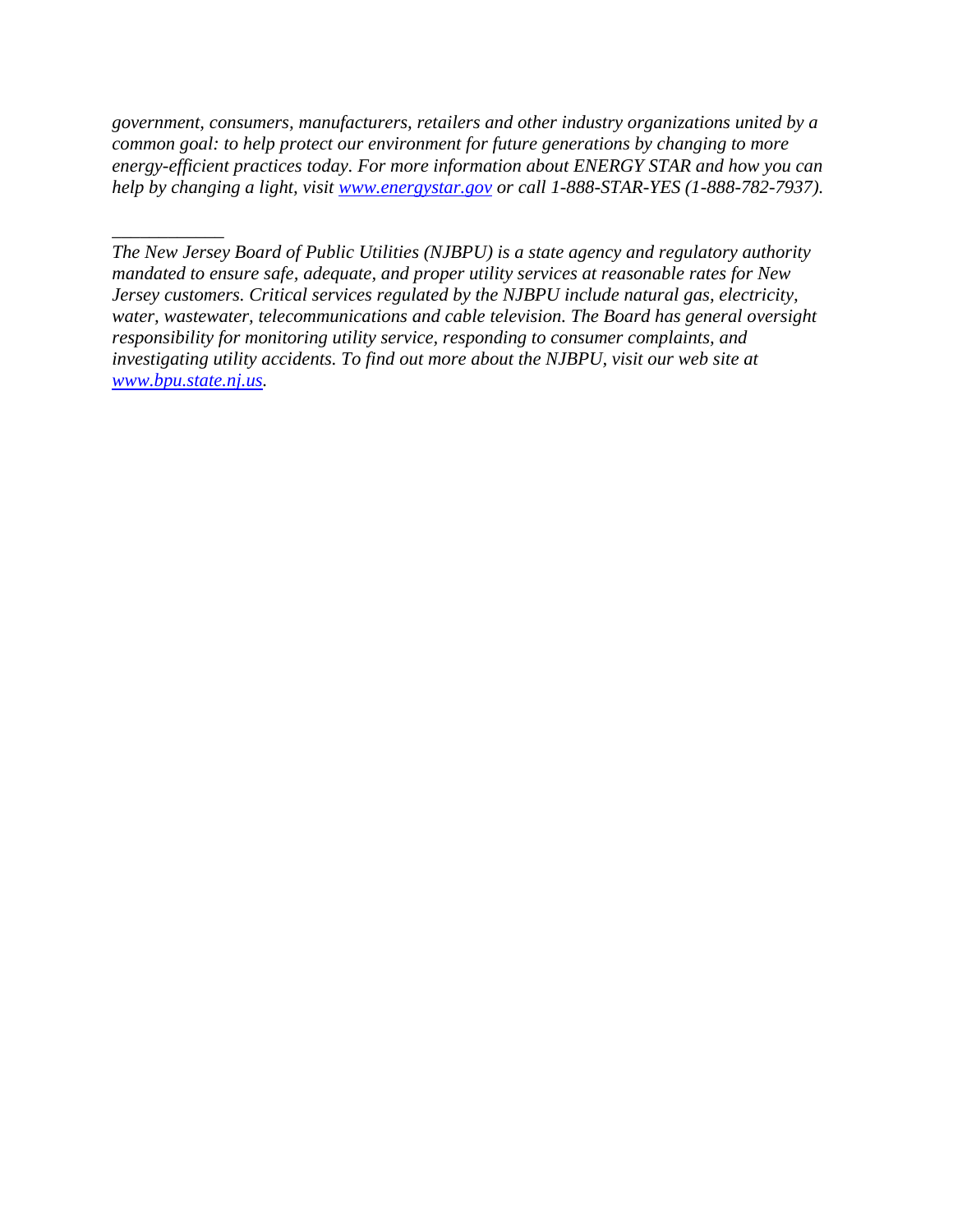*government, consumers, manufacturers, retailers and other industry organizations united by a common goal: to help protect our environment for future generations by changing to more energy-efficient practices today. For more information about ENERGY STAR and how you can help by changing a light, visit [www.energystar.gov](http://www.energystar.gov) or call 1-888-STAR-YES (1-888-782-7937).*

____________

*The New Jersey Board of Public Utilities (NJBPU) is a state agency and regulatory authority mandated to ensure safe, adequate, and proper utility services at reasonable rates for New Jersey customers. Critical services regulated by the NJBPU include natural gas, electricity, water, wastewater, telecommunications and cable television. The Board has general oversight responsibility for monitoring utility service, responding to consumer complaints, and investigating utility accidents. To find out more about the NJBPU, visit our web site at [www.bpu.state.nj.us](http://www.bpu.state.nj.us).*